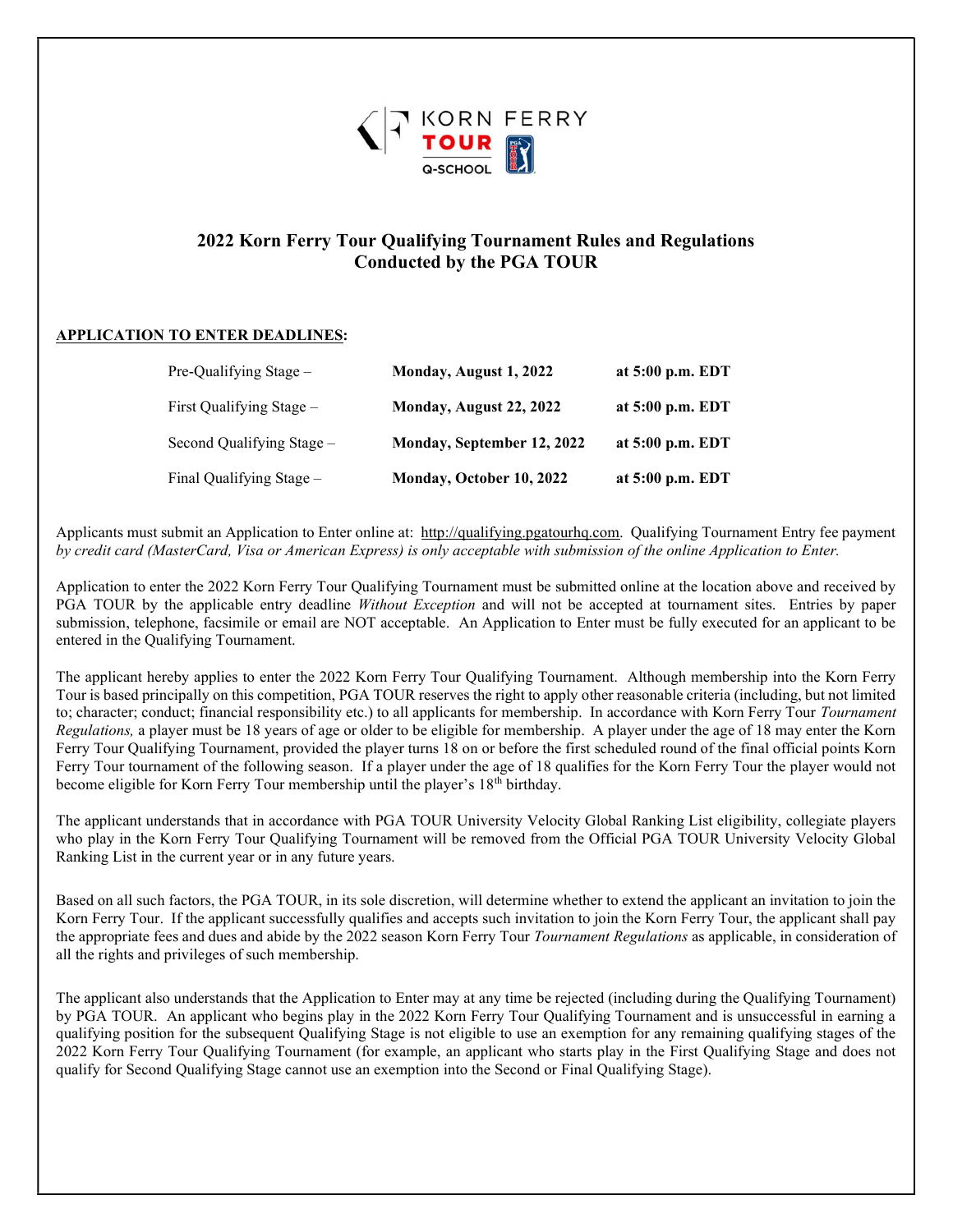# 2022 Korn Ferry Tour Qualifying Tournament Rules and Regulations
## Conducted by the PGA TOUR

**APPLICATION TO ENTER DEADLINES:**

| | | |
|---|---|---|
| Pre-Qualifying Stage – | **Monday, August 1, 2022** | **at 5:00 p.m. EDT** |
| First Qualifying Stage – | **Monday, August 22, 2022** | **at 5:00 p.m. EDT** |
| Second Qualifying Stage – | **Monday, September 12, 2022** | **at 5:00 p.m. EDT** |
| Final Qualifying Stage – | **Monday, October 10, 2022** | **at 5:00 p.m. EDT** |

Applicants must submit an Application to Enter online at: http://qualifying.pgatourhq.com. Qualifying Tournament Entry fee payment *by credit card (MasterCard, Visa or American Express) is only acceptable with submission of the online Application to Enter.*

Application to enter the 2022 Korn Ferry Tour Qualifying Tournament must be submitted online at the location above and received by PGA TOUR by the applicable entry deadline *Without Exception* and will not be accepted at tournament sites. Entries by paper submission, telephone, facsimile or email are NOT acceptable. An Application to Enter must be fully executed for an applicant to be entered in the Qualifying Tournament.

The applicant hereby applies to enter the 2022 Korn Ferry Tour Qualifying Tournament. Although membership into the Korn Ferry Tour is based principally on this competition, PGA TOUR reserves the right to apply other reasonable criteria (including, but not limited to; character; conduct; financial responsibility etc.) to all applicants for membership. In accordance with Korn Ferry Tour *Tournament Regulations,* a player must be 18 years of age or older to be eligible for membership. A player under the age of 18 may enter the Korn Ferry Tour Qualifying Tournament, provided the player turns 18 on or before the first scheduled round of the final official points Korn Ferry Tour tournament of the following season. If a player under the age of 18 qualifies for the Korn Ferry Tour the player would not become eligible for Korn Ferry Tour membership until the player's 18th birthday.

The applicant understands that in accordance with PGA TOUR University Velocity Global Ranking List eligibility, collegiate players who play in the Korn Ferry Tour Qualifying Tournament will be removed from the Official PGA TOUR University Velocity Global Ranking List in the current year or in any future years.

Based on all such factors, the PGA TOUR, in its sole discretion, will determine whether to extend the applicant an invitation to join the Korn Ferry Tour. If the applicant successfully qualifies and accepts such invitation to join the Korn Ferry Tour, the applicant shall pay the appropriate fees and dues and abide by the 2022 season Korn Ferry Tour *Tournament Regulations* as applicable, in consideration of all the rights and privileges of such membership.

The applicant also understands that the Application to Enter may at any time be rejected (including during the Qualifying Tournament) by PGA TOUR. An applicant who begins play in the 2022 Korn Ferry Tour Qualifying Tournament and is unsuccessful in earning a qualifying position for the subsequent Qualifying Stage is not eligible to use an exemption for any remaining qualifying stages of the 2022 Korn Ferry Tour Qualifying Tournament (for example, an applicant who starts play in the First Qualifying Stage and does not qualify for Second Qualifying Stage cannot use an exemption into the Second or Final Qualifying Stage).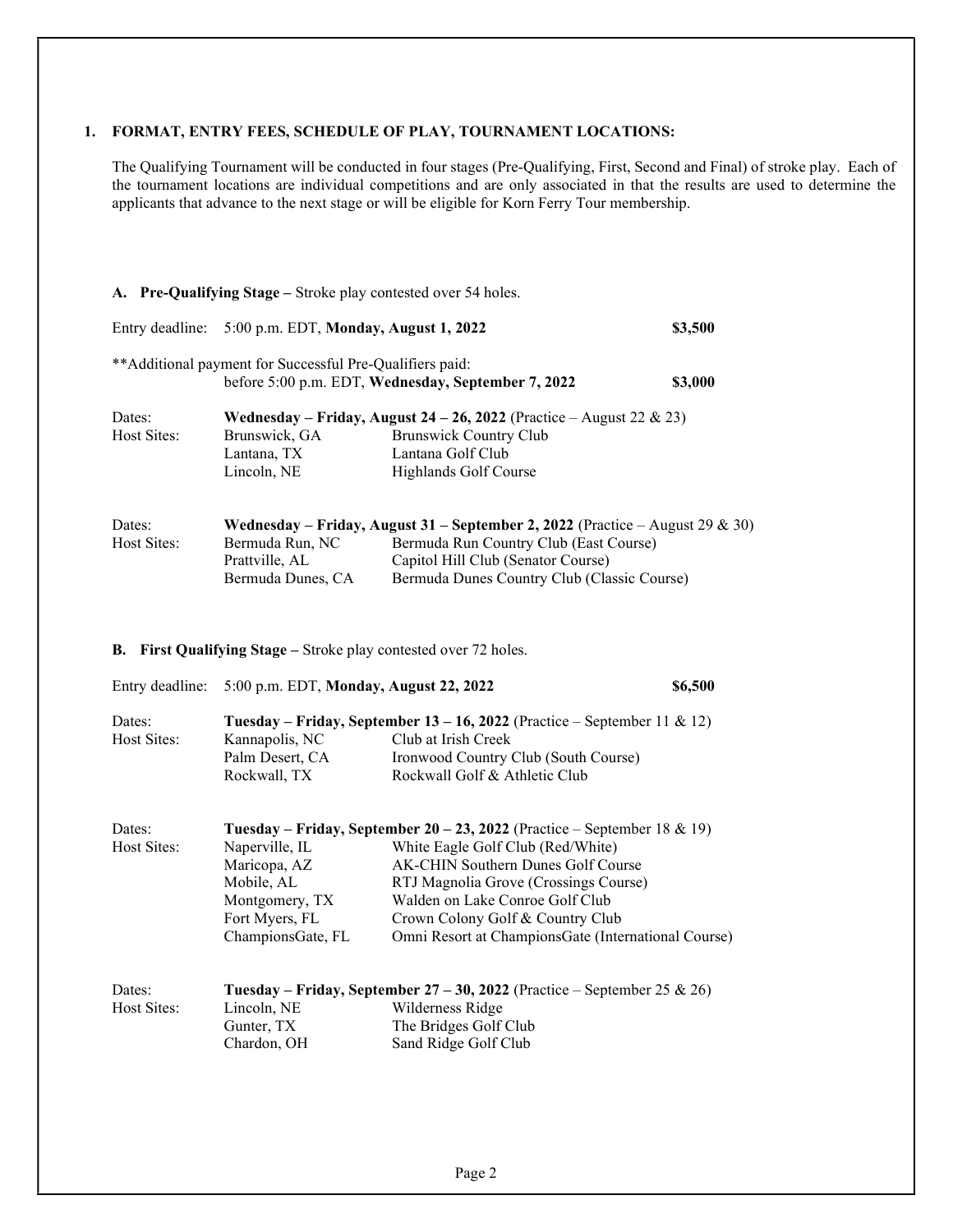## 1. FORMAT, ENTRY FEES, SCHEDULE OF PLAY, TOURNAMENT LOCATIONS:

The Qualifying Tournament will be conducted in four stages (Pre-Qualifying, First, Second and Final) of stroke play. Each of the tournament locations are individual competitions and are only associated in that the results are used to determine the applicants that advance to the next stage or will be eligible for Korn Ferry Tour membership.

### A. Pre-Qualifying Stage – Stroke play contested over 54 holes.

Entry deadline: 5:00 p.m. EDT, **Monday, August 1, 2022** — **$3,500**

**Additional payment for Successful Pre-Qualifiers paid: before 5:00 p.m. EDT, **Wednesday, September 7, 2022** — **$3,000**

Dates: **Wednesday – Friday, August 24 – 26, 2022** (Practice – August 22 & 23)

| Host Sites: | |
|---|---|
| Brunswick, GA | Brunswick Country Club |
| Lantana, TX | Lantana Golf Club |
| Lincoln, NE | Highlands Golf Course |

Dates: **Wednesday – Friday, August 31 – September 2, 2022** (Practice – August 29 & 30)

| Host Sites: | |
|---|---|
| Bermuda Run, NC | Bermuda Run Country Club (East Course) |
| Prattville, AL | Capitol Hill Club (Senator Course) |
| Bermuda Dunes, CA | Bermuda Dunes Country Club (Classic Course) |

### B. First Qualifying Stage – Stroke play contested over 72 holes.

Entry deadline: 5:00 p.m. EDT, **Monday, August 22, 2022** — **$6,500**

Dates: **Tuesday – Friday, September 13 – 16, 2022** (Practice – September 11 & 12)

| Host Sites: | |
|---|---|
| Kannapolis, NC | Club at Irish Creek |
| Palm Desert, CA | Ironwood Country Club (South Course) |
| Rockwall, TX | Rockwall Golf & Athletic Club |

Dates: **Tuesday – Friday, September 20 – 23, 2022** (Practice – September 18 & 19)

| Host Sites: | |
|---|---|
| Naperville, IL | White Eagle Golf Club (Red/White) |
| Maricopa, AZ | AK-CHIN Southern Dunes Golf Course |
| Mobile, AL | RTJ Magnolia Grove (Crossings Course) |
| Montgomery, TX | Walden on Lake Conroe Golf Club |
| Fort Myers, FL | Crown Colony Golf & Country Club |
| ChampionsGate, FL | Omni Resort at ChampionsGate (International Course) |

Dates: **Tuesday – Friday, September 27 – 30, 2022** (Practice – September 25 & 26)

| Host Sites: | |
|---|---|
| Lincoln, NE | Wilderness Ridge |
| Gunter, TX | The Bridges Golf Club |
| Chardon, OH | Sand Ridge Golf Club |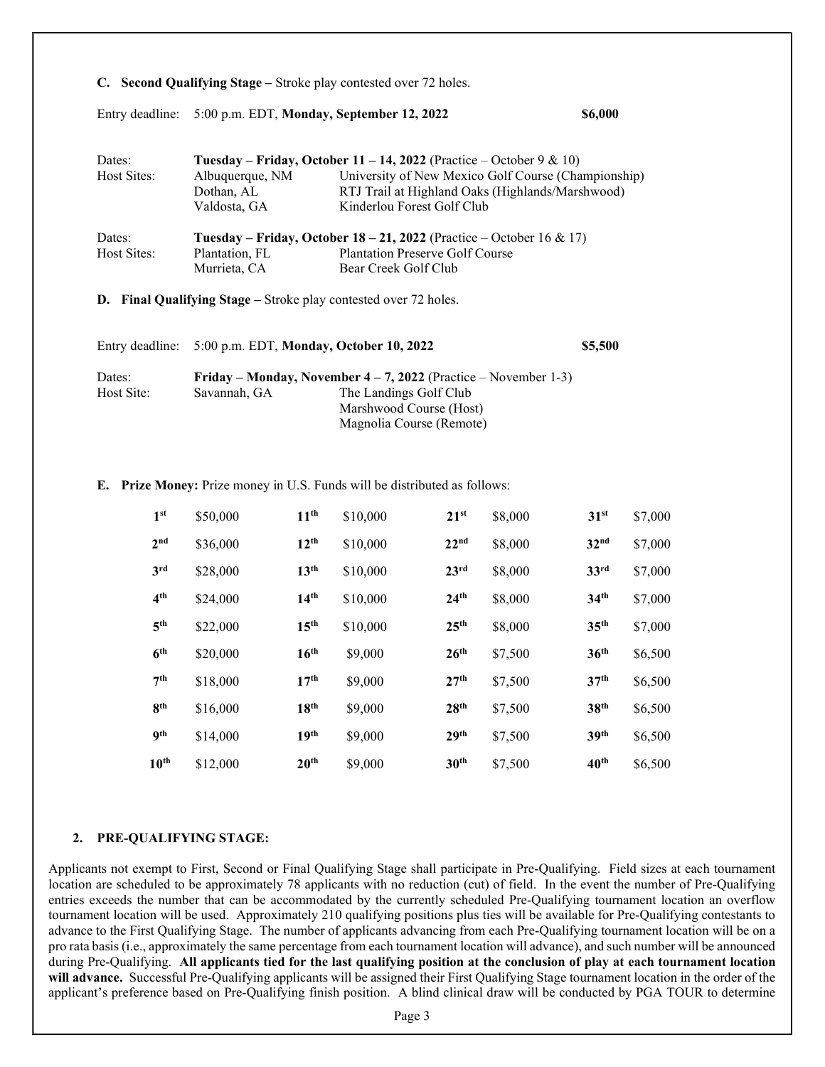**C. Second Qualifying Stage –** Stroke play contested over 72 holes.

Entry deadline: 5:00 p.m. EDT, **Monday, September 12, 2022** **$6,000**

| | | |
|---|---|---|
| Dates: | **Tuesday – Friday, October 11 – 14, 2022** (Practice – October 9 & 10) | |
| Host Sites: | Albuquerque, NM | University of New Mexico Golf Course (Championship) |
| | Dothan, AL | RTJ Trail at Highland Oaks (Highlands/Marshwood) |
| | Valdosta, GA | Kinderlou Forest Golf Club |

| | | |
|---|---|---|
| Dates: | **Tuesday – Friday, October 18 – 21, 2022** (Practice – October 16 & 17) | |
| Host Sites: | Plantation, FL | Plantation Preserve Golf Course |
| | Murrieta, CA | Bear Creek Golf Club |

**D. Final Qualifying Stage –** Stroke play contested over 72 holes.

Entry deadline: 5:00 p.m. EDT, **Monday, October 10, 2022** **$5,500**

| | | |
|---|---|---|
| Dates: | **Friday – Monday, November 4 – 7, 2022** (Practice – November 1-3) | |
| Host Site: | Savannah, GA | The Landings Golf Club |
| | | Marshwood Course (Host) |
| | | Magnolia Course (Remote) |

**E. Prize Money:** Prize money in U.S. Funds will be distributed as follows:

| Place | Amount | Place | Amount | Place | Amount | Place | Amount |
|---|---|---|---|---|---|---|---|
| **1st** | $50,000 | **11th** | $10,000 | **21st** | $8,000 | **31st** | $7,000 |
| **2nd** | $36,000 | **12th** | $10,000 | **22nd** | $8,000 | **32nd** | $7,000 |
| **3rd** | $28,000 | **13th** | $10,000 | **23rd** | $8,000 | **33rd** | $7,000 |
| **4th** | $24,000 | **14th** | $10,000 | **24th** | $8,000 | **34th** | $7,000 |
| **5th** | $22,000 | **15th** | $10,000 | **25th** | $8,000 | **35th** | $7,000 |
| **6th** | $20,000 | **16th** | $9,000 | **26th** | $7,500 | **36th** | $6,500 |
| **7th** | $18,000 | **17th** | $9,000 | **27th** | $7,500 | **37th** | $6,500 |
| **8th** | $16,000 | **18th** | $9,000 | **28th** | $7,500 | **38th** | $6,500 |
| **9th** | $14,000 | **19th** | $9,000 | **29th** | $7,500 | **39th** | $6,500 |
| **10th** | $12,000 | **20th** | $9,000 | **30th** | $7,500 | **40th** | $6,500 |

## 2. PRE-QUALIFYING STAGE:

Applicants not exempt to First, Second or Final Qualifying Stage shall participate in Pre-Qualifying. Field sizes at each tournament location are scheduled to be approximately 78 applicants with no reduction (cut) of field. In the event the number of Pre-Qualifying entries exceeds the number that can be accommodated by the currently scheduled Pre-Qualifying tournament location an overflow tournament location will be used. Approximately 210 qualifying positions plus ties will be available for Pre-Qualifying contestants to advance to the First Qualifying Stage. The number of applicants advancing from each Pre-Qualifying tournament location will be on a pro rata basis (i.e., approximately the same percentage from each tournament location will advance), and such number will be announced during Pre-Qualifying. **All applicants tied for the last qualifying position at the conclusion of play at each tournament location will advance.** Successful Pre-Qualifying applicants will be assigned their First Qualifying Stage tournament location in the order of the applicant's preference based on Pre-Qualifying finish position. A blind clinical draw will be conducted by PGA TOUR to determine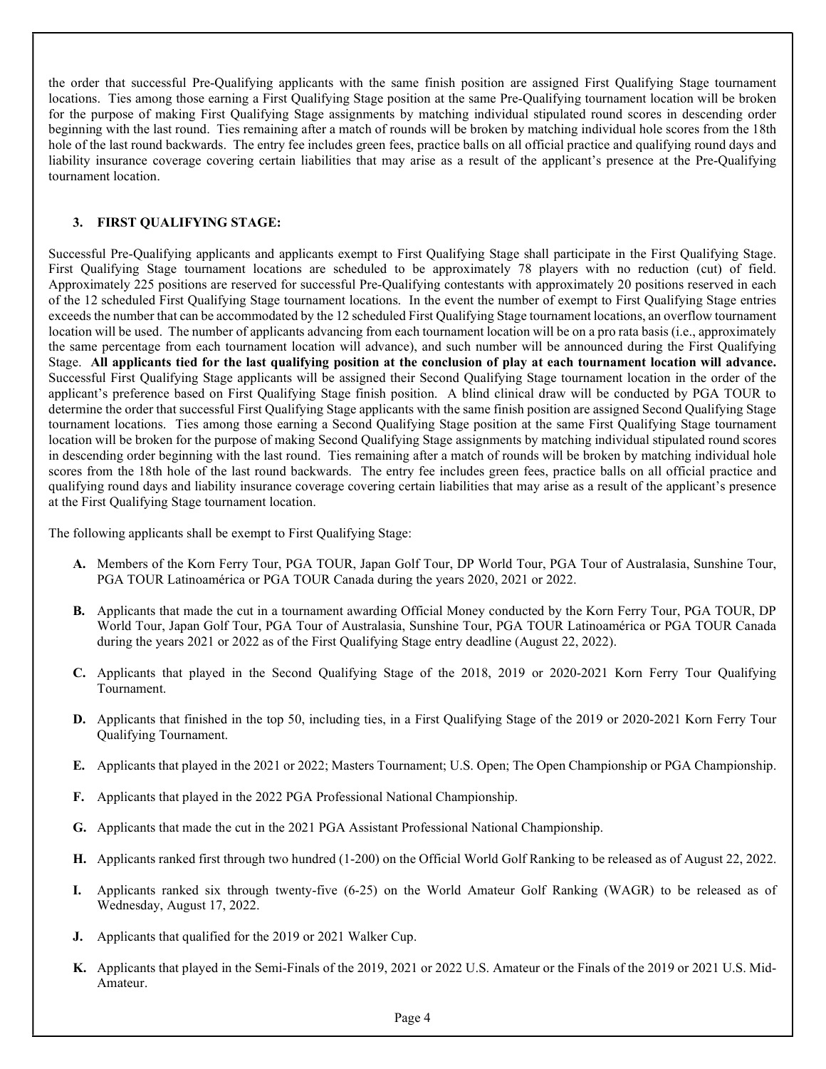the order that successful Pre-Qualifying applicants with the same finish position are assigned First Qualifying Stage tournament locations. Ties among those earning a First Qualifying Stage position at the same Pre-Qualifying tournament location will be broken for the purpose of making First Qualifying Stage assignments by matching individual stipulated round scores in descending order beginning with the last round. Ties remaining after a match of rounds will be broken by matching individual hole scores from the 18th hole of the last round backwards. The entry fee includes green fees, practice balls on all official practice and qualifying round days and liability insurance coverage covering certain liabilities that may arise as a result of the applicant's presence at the Pre-Qualifying tournament location.

### 3. FIRST QUALIFYING STAGE:

Successful Pre-Qualifying applicants and applicants exempt to First Qualifying Stage shall participate in the First Qualifying Stage. First Qualifying Stage tournament locations are scheduled to be approximately 78 players with no reduction (cut) of field. Approximately 225 positions are reserved for successful Pre-Qualifying contestants with approximately 20 positions reserved in each of the 12 scheduled First Qualifying Stage tournament locations. In the event the number of exempt to First Qualifying Stage entries exceeds the number that can be accommodated by the 12 scheduled First Qualifying Stage tournament locations, an overflow tournament location will be used. The number of applicants advancing from each tournament location will be on a pro rata basis (i.e., approximately the same percentage from each tournament location will advance), and such number will be announced during the First Qualifying Stage. **All applicants tied for the last qualifying position at the conclusion of play at each tournament location will advance.** Successful First Qualifying Stage applicants will be assigned their Second Qualifying Stage tournament location in the order of the applicant's preference based on First Qualifying Stage finish position. A blind clinical draw will be conducted by PGA TOUR to determine the order that successful First Qualifying Stage applicants with the same finish position are assigned Second Qualifying Stage tournament locations. Ties among those earning a Second Qualifying Stage position at the same First Qualifying Stage tournament location will be broken for the purpose of making Second Qualifying Stage assignments by matching individual stipulated round scores in descending order beginning with the last round. Ties remaining after a match of rounds will be broken by matching individual hole scores from the 18th hole of the last round backwards. The entry fee includes green fees, practice balls on all official practice and qualifying round days and liability insurance coverage covering certain liabilities that may arise as a result of the applicant's presence at the First Qualifying Stage tournament location.

The following applicants shall be exempt to First Qualifying Stage:

- **A.** Members of the Korn Ferry Tour, PGA TOUR, Japan Golf Tour, DP World Tour, PGA Tour of Australasia, Sunshine Tour, PGA TOUR Latinoamérica or PGA TOUR Canada during the years 2020, 2021 or 2022.
- **B.** Applicants that made the cut in a tournament awarding Official Money conducted by the Korn Ferry Tour, PGA TOUR, DP World Tour, Japan Golf Tour, PGA Tour of Australasia, Sunshine Tour, PGA TOUR Latinoamérica or PGA TOUR Canada during the years 2021 or 2022 as of the First Qualifying Stage entry deadline (August 22, 2022).
- **C.** Applicants that played in the Second Qualifying Stage of the 2018, 2019 or 2020-2021 Korn Ferry Tour Qualifying Tournament.
- **D.** Applicants that finished in the top 50, including ties, in a First Qualifying Stage of the 2019 or 2020-2021 Korn Ferry Tour Qualifying Tournament.
- **E.** Applicants that played in the 2021 or 2022; Masters Tournament; U.S. Open; The Open Championship or PGA Championship.
- **F.** Applicants that played in the 2022 PGA Professional National Championship.
- **G.** Applicants that made the cut in the 2021 PGA Assistant Professional National Championship.
- **H.** Applicants ranked first through two hundred (1-200) on the Official World Golf Ranking to be released as of August 22, 2022.
- **I.** Applicants ranked six through twenty-five (6-25) on the World Amateur Golf Ranking (WAGR) to be released as of Wednesday, August 17, 2022.
- **J.** Applicants that qualified for the 2019 or 2021 Walker Cup.
- **K.** Applicants that played in the Semi-Finals of the 2019, 2021 or 2022 U.S. Amateur or the Finals of the 2019 or 2021 U.S. Mid-Amateur.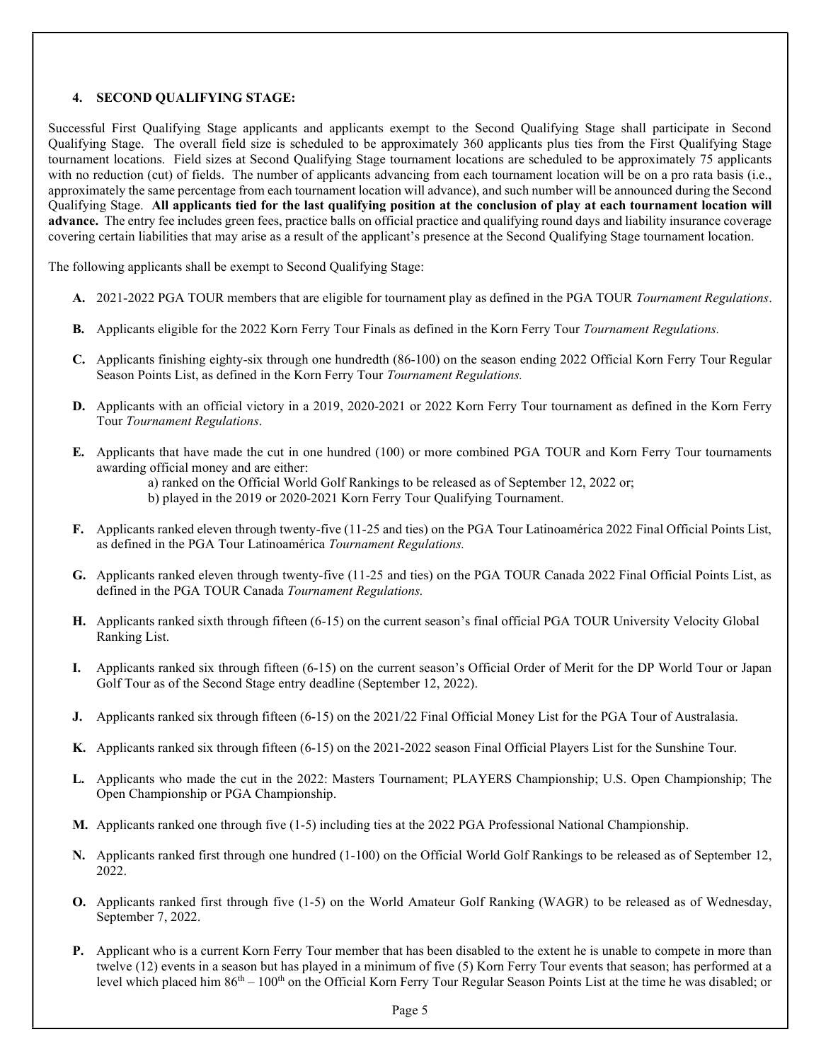### 4. SECOND QUALIFYING STAGE:

Successful First Qualifying Stage applicants and applicants exempt to the Second Qualifying Stage shall participate in Second Qualifying Stage. The overall field size is scheduled to be approximately 360 applicants plus ties from the First Qualifying Stage tournament locations. Field sizes at Second Qualifying Stage tournament locations are scheduled to be approximately 75 applicants with no reduction (cut) of fields. The number of applicants advancing from each tournament location will be on a pro rata basis (i.e., approximately the same percentage from each tournament location will advance), and such number will be announced during the Second Qualifying Stage. **All applicants tied for the last qualifying position at the conclusion of play at each tournament location will advance.** The entry fee includes green fees, practice balls on official practice and qualifying round days and liability insurance coverage covering certain liabilities that may arise as a result of the applicant's presence at the Second Qualifying Stage tournament location.

The following applicants shall be exempt to Second Qualifying Stage:

- **A.** 2021-2022 PGA TOUR members that are eligible for tournament play as defined in the PGA TOUR *Tournament Regulations*.
- **B.** Applicants eligible for the 2022 Korn Ferry Tour Finals as defined in the Korn Ferry Tour *Tournament Regulations.*
- **C.** Applicants finishing eighty-six through one hundredth (86-100) on the season ending 2022 Official Korn Ferry Tour Regular Season Points List, as defined in the Korn Ferry Tour *Tournament Regulations.*
- **D.** Applicants with an official victory in a 2019, 2020-2021 or 2022 Korn Ferry Tour tournament as defined in the Korn Ferry Tour *Tournament Regulations*.
- **E.** Applicants that have made the cut in one hundred (100) or more combined PGA TOUR and Korn Ferry Tour tournaments awarding official money and are either:
  - a) ranked on the Official World Golf Rankings to be released as of September 12, 2022 or;
  - b) played in the 2019 or 2020-2021 Korn Ferry Tour Qualifying Tournament.
- **F.** Applicants ranked eleven through twenty-five (11-25 and ties) on the PGA Tour Latinoamérica 2022 Final Official Points List, as defined in the PGA Tour Latinoamérica *Tournament Regulations.*
- **G.** Applicants ranked eleven through twenty-five (11-25 and ties) on the PGA TOUR Canada 2022 Final Official Points List, as defined in the PGA TOUR Canada *Tournament Regulations.*
- **H.** Applicants ranked sixth through fifteen (6-15) on the current season's final official PGA TOUR University Velocity Global Ranking List.
- **I.** Applicants ranked six through fifteen (6-15) on the current season's Official Order of Merit for the DP World Tour or Japan Golf Tour as of the Second Stage entry deadline (September 12, 2022).
- **J.** Applicants ranked six through fifteen (6-15) on the 2021/22 Final Official Money List for the PGA Tour of Australasia.
- **K.** Applicants ranked six through fifteen (6-15) on the 2021-2022 season Final Official Players List for the Sunshine Tour.
- **L.** Applicants who made the cut in the 2022: Masters Tournament; PLAYERS Championship; U.S. Open Championship; The Open Championship or PGA Championship.
- **M.** Applicants ranked one through five (1-5) including ties at the 2022 PGA Professional National Championship.
- **N.** Applicants ranked first through one hundred (1-100) on the Official World Golf Rankings to be released as of September 12, 2022.
- **O.** Applicants ranked first through five (1-5) on the World Amateur Golf Ranking (WAGR) to be released as of Wednesday, September 7, 2022.
- **P.** Applicant who is a current Korn Ferry Tour member that has been disabled to the extent he is unable to compete in more than twelve (12) events in a season but has played in a minimum of five (5) Korn Ferry Tour events that season; has performed at a level which placed him 86th – 100th on the Official Korn Ferry Tour Regular Season Points List at the time he was disabled; or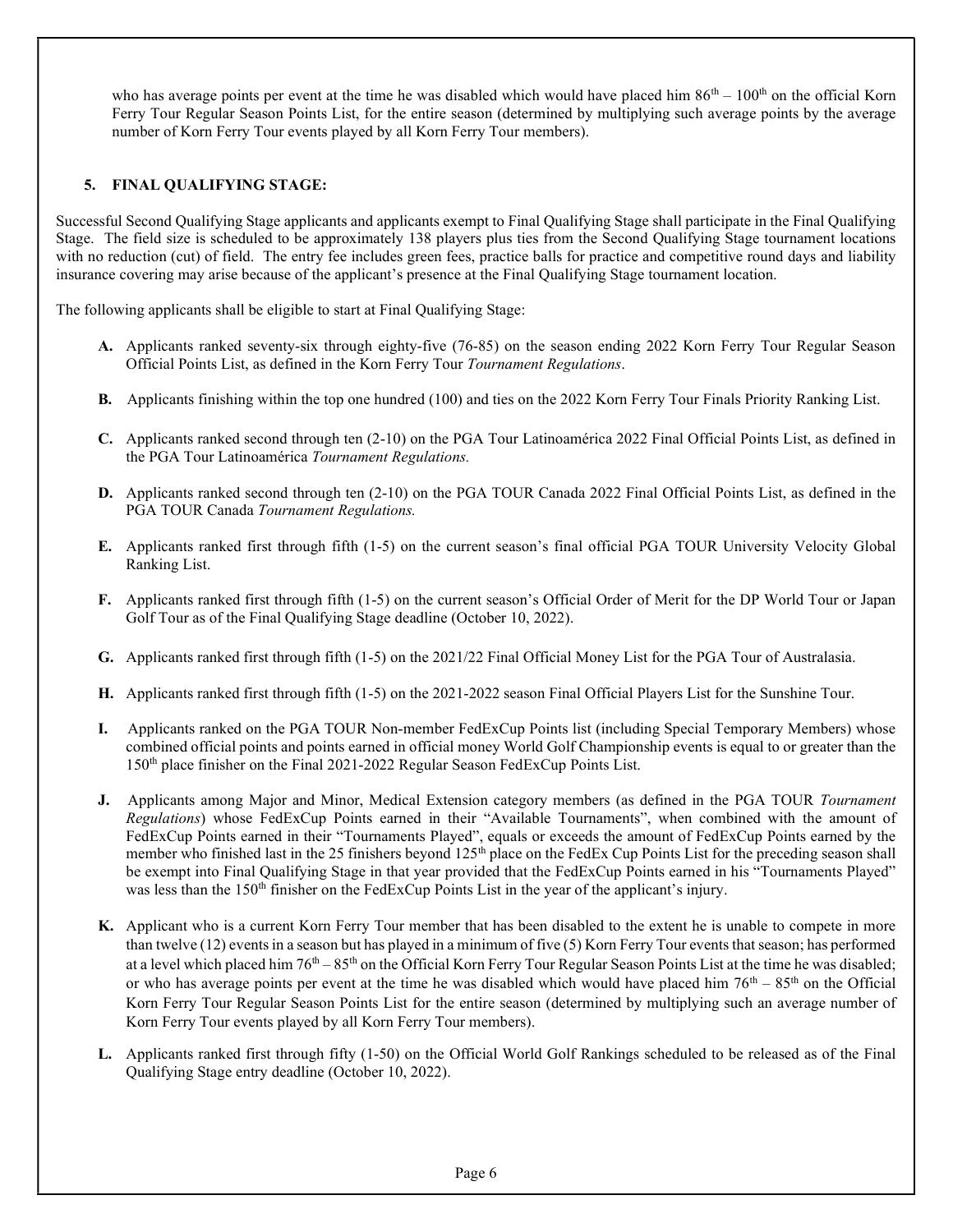who has average points per event at the time he was disabled which would have placed him 86th – 100th on the official Korn Ferry Tour Regular Season Points List, for the entire season (determined by multiplying such average points by the average number of Korn Ferry Tour events played by all Korn Ferry Tour members).

## 5. FINAL QUALIFYING STAGE:

Successful Second Qualifying Stage applicants and applicants exempt to Final Qualifying Stage shall participate in the Final Qualifying Stage. The field size is scheduled to be approximately 138 players plus ties from the Second Qualifying Stage tournament locations with no reduction (cut) of field. The entry fee includes green fees, practice balls for practice and competitive round days and liability insurance covering may arise because of the applicant's presence at the Final Qualifying Stage tournament location.

The following applicants shall be eligible to start at Final Qualifying Stage:

- **A.** Applicants ranked seventy-six through eighty-five (76-85) on the season ending 2022 Korn Ferry Tour Regular Season Official Points List, as defined in the Korn Ferry Tour *Tournament Regulations*.

- **B.** Applicants finishing within the top one hundred (100) and ties on the 2022 Korn Ferry Tour Finals Priority Ranking List.

- **C.** Applicants ranked second through ten (2-10) on the PGA Tour Latinoamérica 2022 Final Official Points List, as defined in the PGA Tour Latinoamérica *Tournament Regulations.*

- **D.** Applicants ranked second through ten (2-10) on the PGA TOUR Canada 2022 Final Official Points List, as defined in the PGA TOUR Canada *Tournament Regulations.*

- **E.** Applicants ranked first through fifth (1-5) on the current season's final official PGA TOUR University Velocity Global Ranking List.

- **F.** Applicants ranked first through fifth (1-5) on the current season's Official Order of Merit for the DP World Tour or Japan Golf Tour as of the Final Qualifying Stage deadline (October 10, 2022).

- **G.** Applicants ranked first through fifth (1-5) on the 2021/22 Final Official Money List for the PGA Tour of Australasia.

- **H.** Applicants ranked first through fifth (1-5) on the 2021-2022 season Final Official Players List for the Sunshine Tour.

- **I.** Applicants ranked on the PGA TOUR Non-member FedExCup Points list (including Special Temporary Members) whose combined official points and points earned in official money World Golf Championship events is equal to or greater than the 150th place finisher on the Final 2021-2022 Regular Season FedExCup Points List.

- **J.** Applicants among Major and Minor, Medical Extension category members (as defined in the PGA TOUR *Tournament Regulations*) whose FedExCup Points earned in their "Available Tournaments", when combined with the amount of FedExCup Points earned in their "Tournaments Played", equals or exceeds the amount of FedExCup Points earned by the member who finished last in the 25 finishers beyond 125th place on the FedEx Cup Points List for the preceding season shall be exempt into Final Qualifying Stage in that year provided that the FedExCup Points earned in his "Tournaments Played" was less than the 150th finisher on the FedExCup Points List in the year of the applicant's injury.

- **K.** Applicant who is a current Korn Ferry Tour member that has been disabled to the extent he is unable to compete in more than twelve (12) events in a season but has played in a minimum of five (5) Korn Ferry Tour events that season; has performed at a level which placed him 76th – 85th on the Official Korn Ferry Tour Regular Season Points List at the time he was disabled; or who has average points per event at the time he was disabled which would have placed him 76th – 85th on the Official Korn Ferry Tour Regular Season Points List for the entire season (determined by multiplying such an average number of Korn Ferry Tour events played by all Korn Ferry Tour members).

- **L.** Applicants ranked first through fifty (1-50) on the Official World Golf Rankings scheduled to be released as of the Final Qualifying Stage entry deadline (October 10, 2022).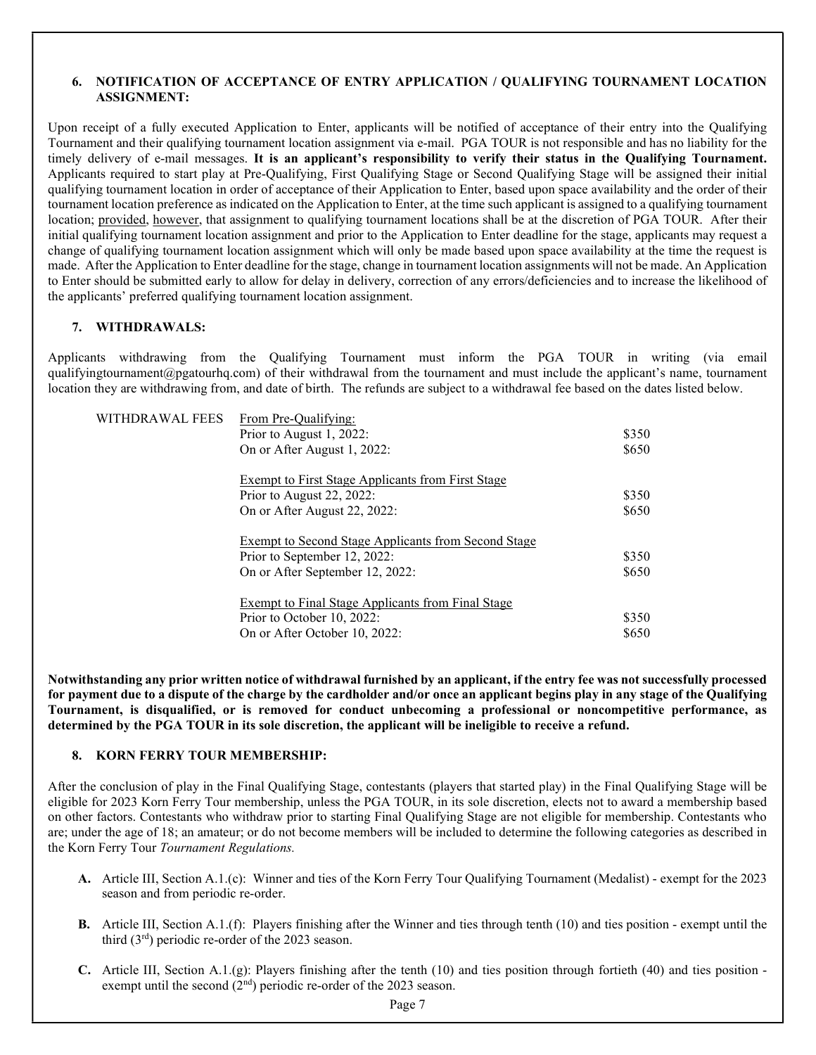## 6. NOTIFICATION OF ACCEPTANCE OF ENTRY APPLICATION / QUALIFYING TOURNAMENT LOCATION ASSIGNMENT:

Upon receipt of a fully executed Application to Enter, applicants will be notified of acceptance of their entry into the Qualifying Tournament and their qualifying tournament location assignment via e-mail. PGA TOUR is not responsible and has no liability for the timely delivery of e-mail messages. **It is an applicant's responsibility to verify their status in the Qualifying Tournament.** Applicants required to start play at Pre-Qualifying, First Qualifying Stage or Second Qualifying Stage will be assigned their initial qualifying tournament location in order of acceptance of their Application to Enter, based upon space availability and the order of their tournament location preference as indicated on the Application to Enter, at the time such applicant is assigned to a qualifying tournament location; provided, however, that assignment to qualifying tournament locations shall be at the discretion of PGA TOUR. After their initial qualifying tournament location assignment and prior to the Application to Enter deadline for the stage, applicants may request a change of qualifying tournament location assignment which will only be made based upon space availability at the time the request is made. After the Application to Enter deadline for the stage, change in tournament location assignments will not be made. An Application to Enter should be submitted early to allow for delay in delivery, correction of any errors/deficiencies and to increase the likelihood of the applicants' preferred qualifying tournament location assignment.

## 7. WITHDRAWALS:

Applicants withdrawing from the Qualifying Tournament must inform the PGA TOUR in writing (via email qualifyingtournament@pgatourhq.com) of their withdrawal from the tournament and must include the applicant's name, tournament location they are withdrawing from, and date of birth. The refunds are subject to a withdrawal fee based on the dates listed below.

| WITHDRAWAL FEES | | |
|---|---|---|
| | From Pre-Qualifying: | |
| | Prior to August 1, 2022: | $350 |
| | On or After August 1, 2022: | $650 |
| | Exempt to First Stage Applicants from First Stage | |
| | Prior to August 22, 2022: | $350 |
| | On or After August 22, 2022: | $650 |
| | Exempt to Second Stage Applicants from Second Stage | |
| | Prior to September 12, 2022: | $350 |
| | On or After September 12, 2022: | $650 |
| | Exempt to Final Stage Applicants from Final Stage | |
| | Prior to October 10, 2022: | $350 |
| | On or After October 10, 2022: | $650 |

**Notwithstanding any prior written notice of withdrawal furnished by an applicant, if the entry fee was not successfully processed for payment due to a dispute of the charge by the cardholder and/or once an applicant begins play in any stage of the Qualifying Tournament, is disqualified, or is removed for conduct unbecoming a professional or noncompetitive performance, as determined by the PGA TOUR in its sole discretion, the applicant will be ineligible to receive a refund.**

## 8. KORN FERRY TOUR MEMBERSHIP:

After the conclusion of play in the Final Qualifying Stage, contestants (players that started play) in the Final Qualifying Stage will be eligible for 2023 Korn Ferry Tour membership, unless the PGA TOUR, in its sole discretion, elects not to award a membership based on other factors. Contestants who withdraw prior to starting Final Qualifying Stage are not eligible for membership. Contestants who are; under the age of 18; an amateur; or do not become members will be included to determine the following categories as described in the Korn Ferry Tour *Tournament Regulations.*

- **A.** Article III, Section A.1.(c): Winner and ties of the Korn Ferry Tour Qualifying Tournament (Medalist) - exempt for the 2023 season and from periodic re-order.
- **B.** Article III, Section A.1.(f): Players finishing after the Winner and ties through tenth (10) and ties position - exempt until the third (3rd) periodic re-order of the 2023 season.
- **C.** Article III, Section A.1.(g): Players finishing after the tenth (10) and ties position through fortieth (40) and ties position - exempt until the second (2nd) periodic re-order of the 2023 season.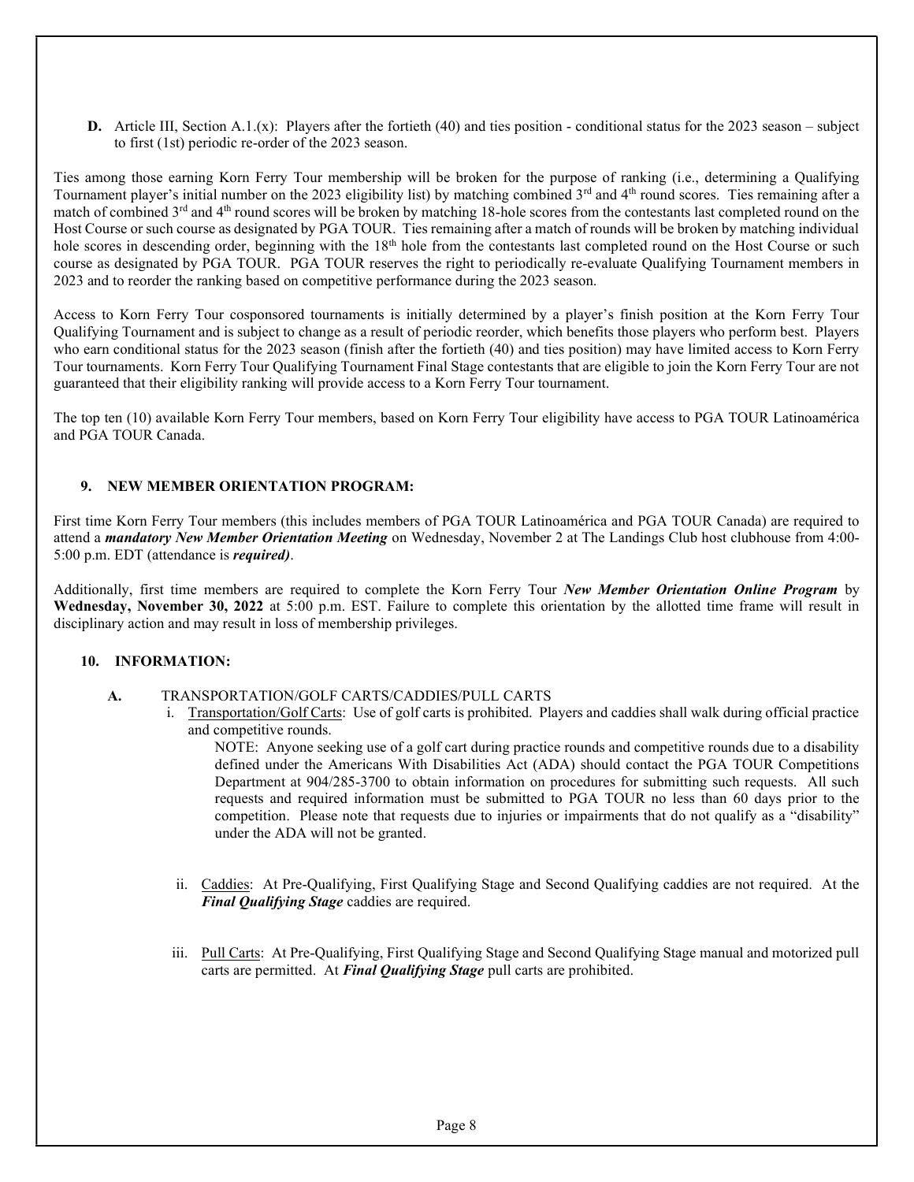**D.** Article III, Section A.1.(x): Players after the fortieth (40) and ties position - conditional status for the 2023 season – subject to first (1st) periodic re-order of the 2023 season.

Ties among those earning Korn Ferry Tour membership will be broken for the purpose of ranking (i.e., determining a Qualifying Tournament player's initial number on the 2023 eligibility list) by matching combined 3rd and 4th round scores. Ties remaining after a match of combined 3rd and 4th round scores will be broken by matching 18-hole scores from the contestants last completed round on the Host Course or such course as designated by PGA TOUR. Ties remaining after a match of rounds will be broken by matching individual hole scores in descending order, beginning with the 18th hole from the contestants last completed round on the Host Course or such course as designated by PGA TOUR. PGA TOUR reserves the right to periodically re-evaluate Qualifying Tournament members in 2023 and to reorder the ranking based on competitive performance during the 2023 season.

Access to Korn Ferry Tour cosponsored tournaments is initially determined by a player's finish position at the Korn Ferry Tour Qualifying Tournament and is subject to change as a result of periodic reorder, which benefits those players who perform best. Players who earn conditional status for the 2023 season (finish after the fortieth (40) and ties position) may have limited access to Korn Ferry Tour tournaments. Korn Ferry Tour Qualifying Tournament Final Stage contestants that are eligible to join the Korn Ferry Tour are not guaranteed that their eligibility ranking will provide access to a Korn Ferry Tour tournament.

The top ten (10) available Korn Ferry Tour members, based on Korn Ferry Tour eligibility have access to PGA TOUR Latinoamérica and PGA TOUR Canada.

## 9. NEW MEMBER ORIENTATION PROGRAM:

First time Korn Ferry Tour members (this includes members of PGA TOUR Latinoamérica and PGA TOUR Canada) are required to attend a ***mandatory New Member Orientation Meeting*** on Wednesday, November 2 at The Landings Club host clubhouse from 4:00-5:00 p.m. EDT (attendance is ***required)***.

Additionally, first time members are required to complete the Korn Ferry Tour ***New Member Orientation Online Program*** by **Wednesday, November 30, 2022** at 5:00 p.m. EST. Failure to complete this orientation by the allotted time frame will result in disciplinary action and may result in loss of membership privileges.

## 10. INFORMATION:

**A.** TRANSPORTATION/GOLF CARTS/CADDIES/PULL CARTS

i. Transportation/Golf Carts: Use of golf carts is prohibited. Players and caddies shall walk during official practice and competitive rounds.

NOTE: Anyone seeking use of a golf cart during practice rounds and competitive rounds due to a disability defined under the Americans With Disabilities Act (ADA) should contact the PGA TOUR Competitions Department at 904/285-3700 to obtain information on procedures for submitting such requests. All such requests and required information must be submitted to PGA TOUR no less than 60 days prior to the competition. Please note that requests due to injuries or impairments that do not qualify as a "disability" under the ADA will not be granted.

ii. Caddies: At Pre-Qualifying, First Qualifying Stage and Second Qualifying caddies are not required. At the ***Final Qualifying Stage*** caddies are required.

iii. Pull Carts: At Pre-Qualifying, First Qualifying Stage and Second Qualifying Stage manual and motorized pull carts are permitted. At ***Final Qualifying Stage*** pull carts are prohibited.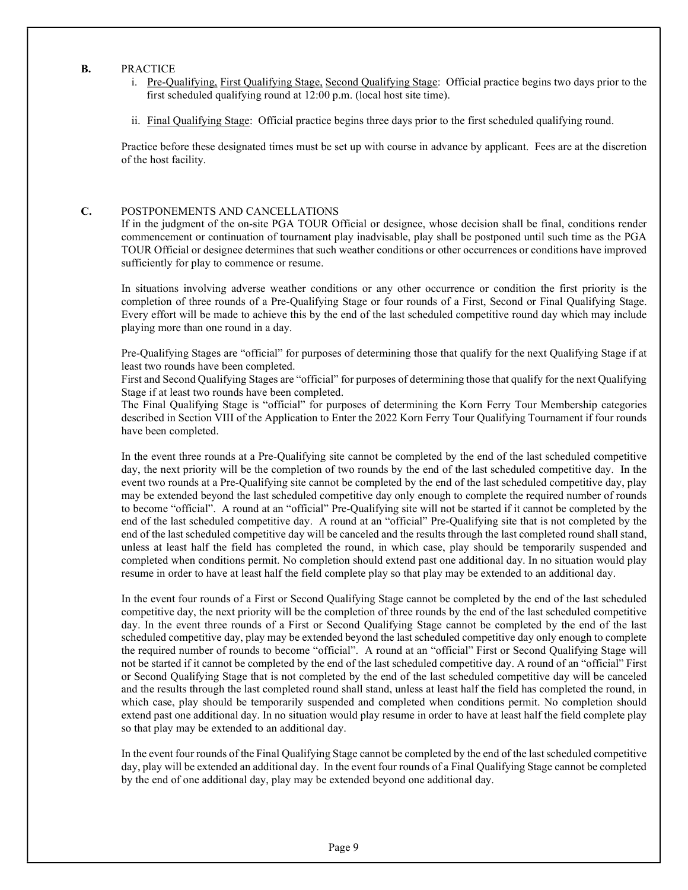**B.** PRACTICE

i. Pre-Qualifying, First Qualifying Stage, Second Qualifying Stage: Official practice begins two days prior to the first scheduled qualifying round at 12:00 p.m. (local host site time).

ii. Final Qualifying Stage: Official practice begins three days prior to the first scheduled qualifying round.

Practice before these designated times must be set up with course in advance by applicant. Fees are at the discretion of the host facility.

**C.** POSTPONEMENTS AND CANCELLATIONS

If in the judgment of the on-site PGA TOUR Official or designee, whose decision shall be final, conditions render commencement or continuation of tournament play inadvisable, play shall be postponed until such time as the PGA TOUR Official or designee determines that such weather conditions or other occurrences or conditions have improved sufficiently for play to commence or resume.

In situations involving adverse weather conditions or any other occurrence or condition the first priority is the completion of three rounds of a Pre-Qualifying Stage or four rounds of a First, Second or Final Qualifying Stage. Every effort will be made to achieve this by the end of the last scheduled competitive round day which may include playing more than one round in a day.

Pre-Qualifying Stages are "official" for purposes of determining those that qualify for the next Qualifying Stage if at least two rounds have been completed.

First and Second Qualifying Stages are "official" for purposes of determining those that qualify for the next Qualifying Stage if at least two rounds have been completed.

The Final Qualifying Stage is "official" for purposes of determining the Korn Ferry Tour Membership categories described in Section VIII of the Application to Enter the 2022 Korn Ferry Tour Qualifying Tournament if four rounds have been completed.

In the event three rounds at a Pre-Qualifying site cannot be completed by the end of the last scheduled competitive day, the next priority will be the completion of two rounds by the end of the last scheduled competitive day. In the event two rounds at a Pre-Qualifying site cannot be completed by the end of the last scheduled competitive day, play may be extended beyond the last scheduled competitive day only enough to complete the required number of rounds to become "official". A round at an "official" Pre-Qualifying site will not be started if it cannot be completed by the end of the last scheduled competitive day. A round at an "official" Pre-Qualifying site that is not completed by the end of the last scheduled competitive day will be canceled and the results through the last completed round shall stand, unless at least half the field has completed the round, in which case, play should be temporarily suspended and completed when conditions permit. No completion should extend past one additional day. In no situation would play resume in order to have at least half the field complete play so that play may be extended to an additional day.

In the event four rounds of a First or Second Qualifying Stage cannot be completed by the end of the last scheduled competitive day, the next priority will be the completion of three rounds by the end of the last scheduled competitive day. In the event three rounds of a First or Second Qualifying Stage cannot be completed by the end of the last scheduled competitive day, play may be extended beyond the last scheduled competitive day only enough to complete the required number of rounds to become "official". A round at an "official" First or Second Qualifying Stage will not be started if it cannot be completed by the end of the last scheduled competitive day. A round of an "official" First or Second Qualifying Stage that is not completed by the end of the last scheduled competitive day will be canceled and the results through the last completed round shall stand, unless at least half the field has completed the round, in which case, play should be temporarily suspended and completed when conditions permit. No completion should extend past one additional day. In no situation would play resume in order to have at least half the field complete play so that play may be extended to an additional day.

In the event four rounds of the Final Qualifying Stage cannot be completed by the end of the last scheduled competitive day, play will be extended an additional day. In the event four rounds of a Final Qualifying Stage cannot be completed by the end of one additional day, play may be extended beyond one additional day.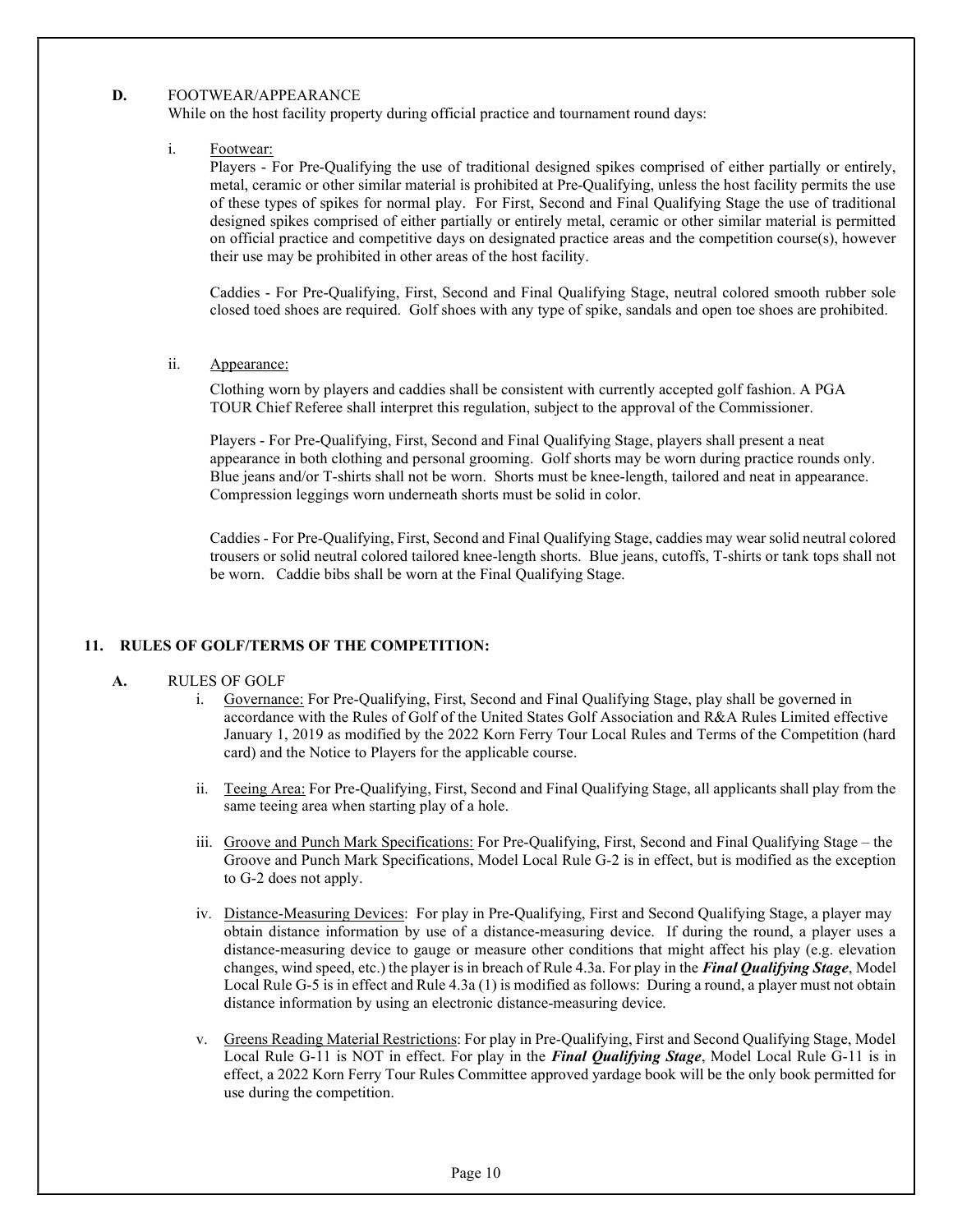**D.** FOOTWEAR/APPEARANCE

While on the host facility property during official practice and tournament round days:

i. Footwear:

Players - For Pre-Qualifying the use of traditional designed spikes comprised of either partially or entirely, metal, ceramic or other similar material is prohibited at Pre-Qualifying, unless the host facility permits the use of these types of spikes for normal play. For First, Second and Final Qualifying Stage the use of traditional designed spikes comprised of either partially or entirely metal, ceramic or other similar material is permitted on official practice and competitive days on designated practice areas and the competition course(s), however their use may be prohibited in other areas of the host facility.

Caddies - For Pre-Qualifying, First, Second and Final Qualifying Stage, neutral colored smooth rubber sole closed toed shoes are required. Golf shoes with any type of spike, sandals and open toe shoes are prohibited.

ii. Appearance:

Clothing worn by players and caddies shall be consistent with currently accepted golf fashion. A PGA TOUR Chief Referee shall interpret this regulation, subject to the approval of the Commissioner.

Players - For Pre-Qualifying, First, Second and Final Qualifying Stage, players shall present a neat appearance in both clothing and personal grooming. Golf shorts may be worn during practice rounds only. Blue jeans and/or T-shirts shall not be worn. Shorts must be knee-length, tailored and neat in appearance. Compression leggings worn underneath shorts must be solid in color.

Caddies - For Pre-Qualifying, First, Second and Final Qualifying Stage, caddies may wear solid neutral colored trousers or solid neutral colored tailored knee-length shorts. Blue jeans, cutoffs, T-shirts or tank tops shall not be worn. Caddie bibs shall be worn at the Final Qualifying Stage.

## 11. RULES OF GOLF/TERMS OF THE COMPETITION:

**A.** RULES OF GOLF

i. Governance: For Pre-Qualifying, First, Second and Final Qualifying Stage, play shall be governed in accordance with the Rules of Golf of the United States Golf Association and R&A Rules Limited effective January 1, 2019 as modified by the 2022 Korn Ferry Tour Local Rules and Terms of the Competition (hard card) and the Notice to Players for the applicable course.

ii. Teeing Area: For Pre-Qualifying, First, Second and Final Qualifying Stage, all applicants shall play from the same teeing area when starting play of a hole.

iii. Groove and Punch Mark Specifications: For Pre-Qualifying, First, Second and Final Qualifying Stage – the Groove and Punch Mark Specifications, Model Local Rule G-2 is in effect, but is modified as the exception to G-2 does not apply.

iv. Distance-Measuring Devices: For play in Pre-Qualifying, First and Second Qualifying Stage, a player may obtain distance information by use of a distance-measuring device. If during the round, a player uses a distance-measuring device to gauge or measure other conditions that might affect his play (e.g. elevation changes, wind speed, etc.) the player is in breach of Rule 4.3a. For play in the ***Final Qualifying Stage***, Model Local Rule G-5 is in effect and Rule 4.3a (1) is modified as follows: During a round, a player must not obtain distance information by using an electronic distance-measuring device.

v. Greens Reading Material Restrictions: For play in Pre-Qualifying, First and Second Qualifying Stage, Model Local Rule G-11 is NOT in effect. For play in the ***Final Qualifying Stage***, Model Local Rule G-11 is in effect, a 2022 Korn Ferry Tour Rules Committee approved yardage book will be the only book permitted for use during the competition.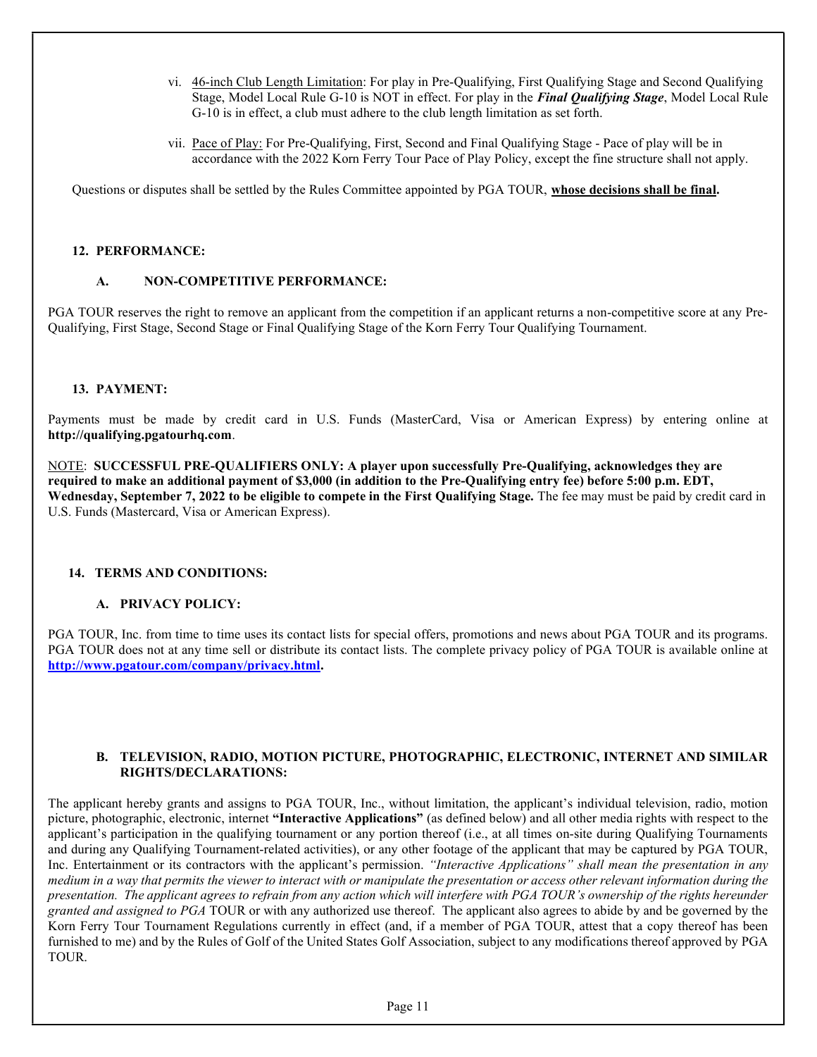vi. 46-inch Club Length Limitation: For play in Pre-Qualifying, First Qualifying Stage and Second Qualifying Stage, Model Local Rule G-10 is NOT in effect. For play in the ***Final Qualifying Stage***, Model Local Rule G-10 is in effect, a club must adhere to the club length limitation as set forth.

vii. Pace of Play: For Pre-Qualifying, First, Second and Final Qualifying Stage - Pace of play will be in accordance with the 2022 Korn Ferry Tour Pace of Play Policy, except the fine structure shall not apply.

Questions or disputes shall be settled by the Rules Committee appointed by PGA TOUR, **whose decisions shall be final.**

## 12. PERFORMANCE:

### A. NON-COMPETITIVE PERFORMANCE:

PGA TOUR reserves the right to remove an applicant from the competition if an applicant returns a non-competitive score at any Pre-Qualifying, First Stage, Second Stage or Final Qualifying Stage of the Korn Ferry Tour Qualifying Tournament.

## 13. PAYMENT:

Payments must be made by credit card in U.S. Funds (MasterCard, Visa or American Express) by entering online at **http://qualifying.pgatourhq.com**.

NOTE: **SUCCESSFUL PRE-QUALIFIERS ONLY: A player upon successfully Pre-Qualifying, acknowledges they are required to make an additional payment of $3,000 (in addition to the Pre-Qualifying entry fee) before 5:00 p.m. EDT, Wednesday, September 7, 2022 to be eligible to compete in the First Qualifying Stage.** The fee may must be paid by credit card in U.S. Funds (Mastercard, Visa or American Express).

## 14. TERMS AND CONDITIONS:

### A. PRIVACY POLICY:

PGA TOUR, Inc. from time to time uses its contact lists for special offers, promotions and news about PGA TOUR and its programs. PGA TOUR does not at any time sell or distribute its contact lists. The complete privacy policy of PGA TOUR is available online at **http://www.pgatour.com/company/privacy.html.**

### B. TELEVISION, RADIO, MOTION PICTURE, PHOTOGRAPHIC, ELECTRONIC, INTERNET AND SIMILAR RIGHTS/DECLARATIONS:

The applicant hereby grants and assigns to PGA TOUR, Inc., without limitation, the applicant's individual television, radio, motion picture, photographic, electronic, internet **"Interactive Applications"** (as defined below) and all other media rights with respect to the applicant's participation in the qualifying tournament or any portion thereof (i.e., at all times on-site during Qualifying Tournaments and during any Qualifying Tournament-related activities), or any other footage of the applicant that may be captured by PGA TOUR, Inc. Entertainment or its contractors with the applicant's permission. *"Interactive Applications" shall mean the presentation in any medium in a way that permits the viewer to interact with or manipulate the presentation or access other relevant information during the presentation. The applicant agrees to refrain from any action which will interfere with PGA TOUR's ownership of the rights hereunder granted and assigned to PGA* TOUR or with any authorized use thereof. The applicant also agrees to abide by and be governed by the Korn Ferry Tour Tournament Regulations currently in effect (and, if a member of PGA TOUR, attest that a copy thereof has been furnished to me) and by the Rules of Golf of the United States Golf Association, subject to any modifications thereof approved by PGA TOUR.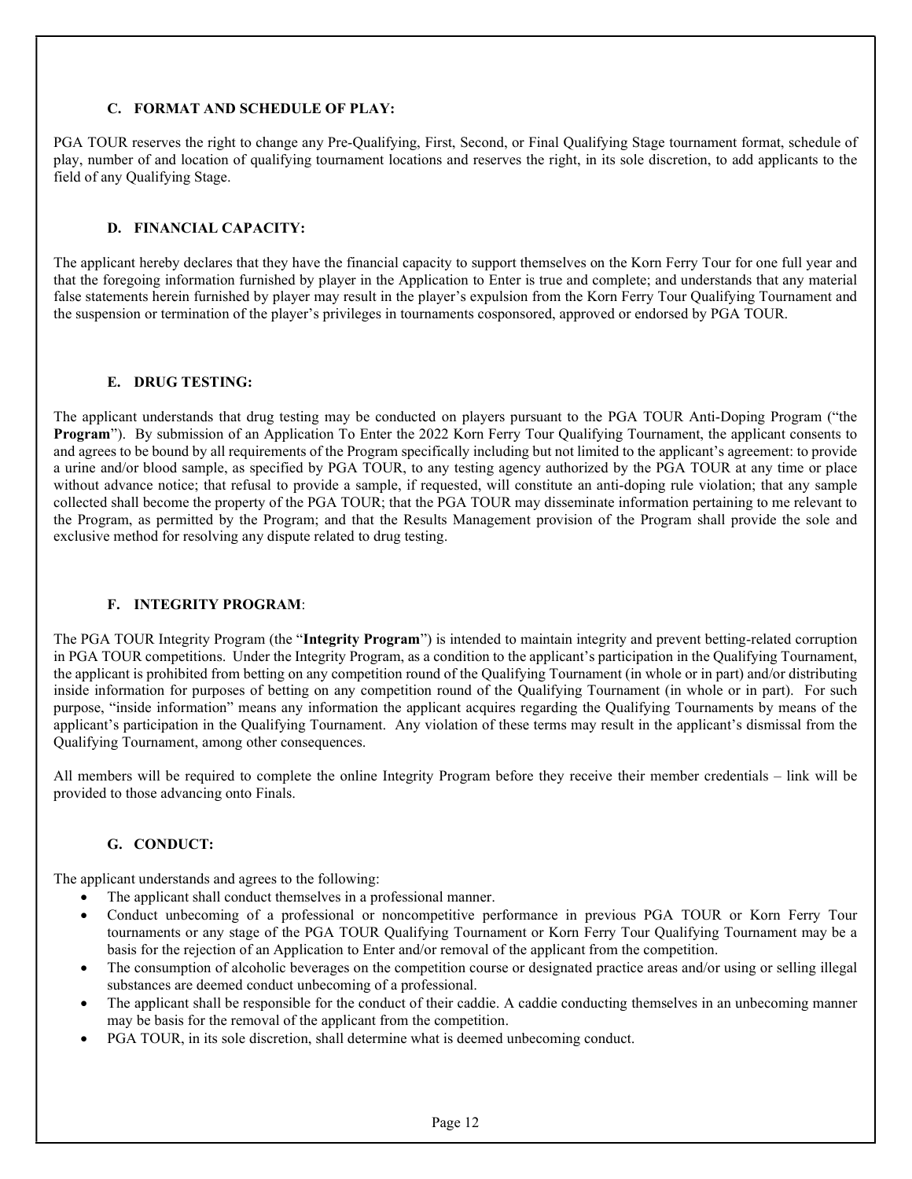### C. FORMAT AND SCHEDULE OF PLAY:

PGA TOUR reserves the right to change any Pre-Qualifying, First, Second, or Final Qualifying Stage tournament format, schedule of play, number of and location of qualifying tournament locations and reserves the right, in its sole discretion, to add applicants to the field of any Qualifying Stage.

### D. FINANCIAL CAPACITY:

The applicant hereby declares that they have the financial capacity to support themselves on the Korn Ferry Tour for one full year and that the foregoing information furnished by player in the Application to Enter is true and complete; and understands that any material false statements herein furnished by player may result in the player's expulsion from the Korn Ferry Tour Qualifying Tournament and the suspension or termination of the player's privileges in tournaments cosponsored, approved or endorsed by PGA TOUR.

### E. DRUG TESTING:

The applicant understands that drug testing may be conducted on players pursuant to the PGA TOUR Anti-Doping Program ("the **Program**"). By submission of an Application To Enter the 2022 Korn Ferry Tour Qualifying Tournament, the applicant consents to and agrees to be bound by all requirements of the Program specifically including but not limited to the applicant's agreement: to provide a urine and/or blood sample, as specified by PGA TOUR, to any testing agency authorized by the PGA TOUR at any time or place without advance notice; that refusal to provide a sample, if requested, will constitute an anti-doping rule violation; that any sample collected shall become the property of the PGA TOUR; that the PGA TOUR may disseminate information pertaining to me relevant to the Program, as permitted by the Program; and that the Results Management provision of the Program shall provide the sole and exclusive method for resolving any dispute related to drug testing.

### F. INTEGRITY PROGRAM:

The PGA TOUR Integrity Program (the "**Integrity Program**") is intended to maintain integrity and prevent betting-related corruption in PGA TOUR competitions. Under the Integrity Program, as a condition to the applicant's participation in the Qualifying Tournament, the applicant is prohibited from betting on any competition round of the Qualifying Tournament (in whole or in part) and/or distributing inside information for purposes of betting on any competition round of the Qualifying Tournament (in whole or in part). For such purpose, "inside information" means any information the applicant acquires regarding the Qualifying Tournaments by means of the applicant's participation in the Qualifying Tournament. Any violation of these terms may result in the applicant's dismissal from the Qualifying Tournament, among other consequences.

All members will be required to complete the online Integrity Program before they receive their member credentials – link will be provided to those advancing onto Finals.

### G. CONDUCT:

The applicant understands and agrees to the following:

- The applicant shall conduct themselves in a professional manner.
- Conduct unbecoming of a professional or noncompetitive performance in previous PGA TOUR or Korn Ferry Tour tournaments or any stage of the PGA TOUR Qualifying Tournament or Korn Ferry Tour Qualifying Tournament may be a basis for the rejection of an Application to Enter and/or removal of the applicant from the competition.
- The consumption of alcoholic beverages on the competition course or designated practice areas and/or using or selling illegal substances are deemed conduct unbecoming of a professional.
- The applicant shall be responsible for the conduct of their caddie. A caddie conducting themselves in an unbecoming manner may be basis for the removal of the applicant from the competition.
- PGA TOUR, in its sole discretion, shall determine what is deemed unbecoming conduct.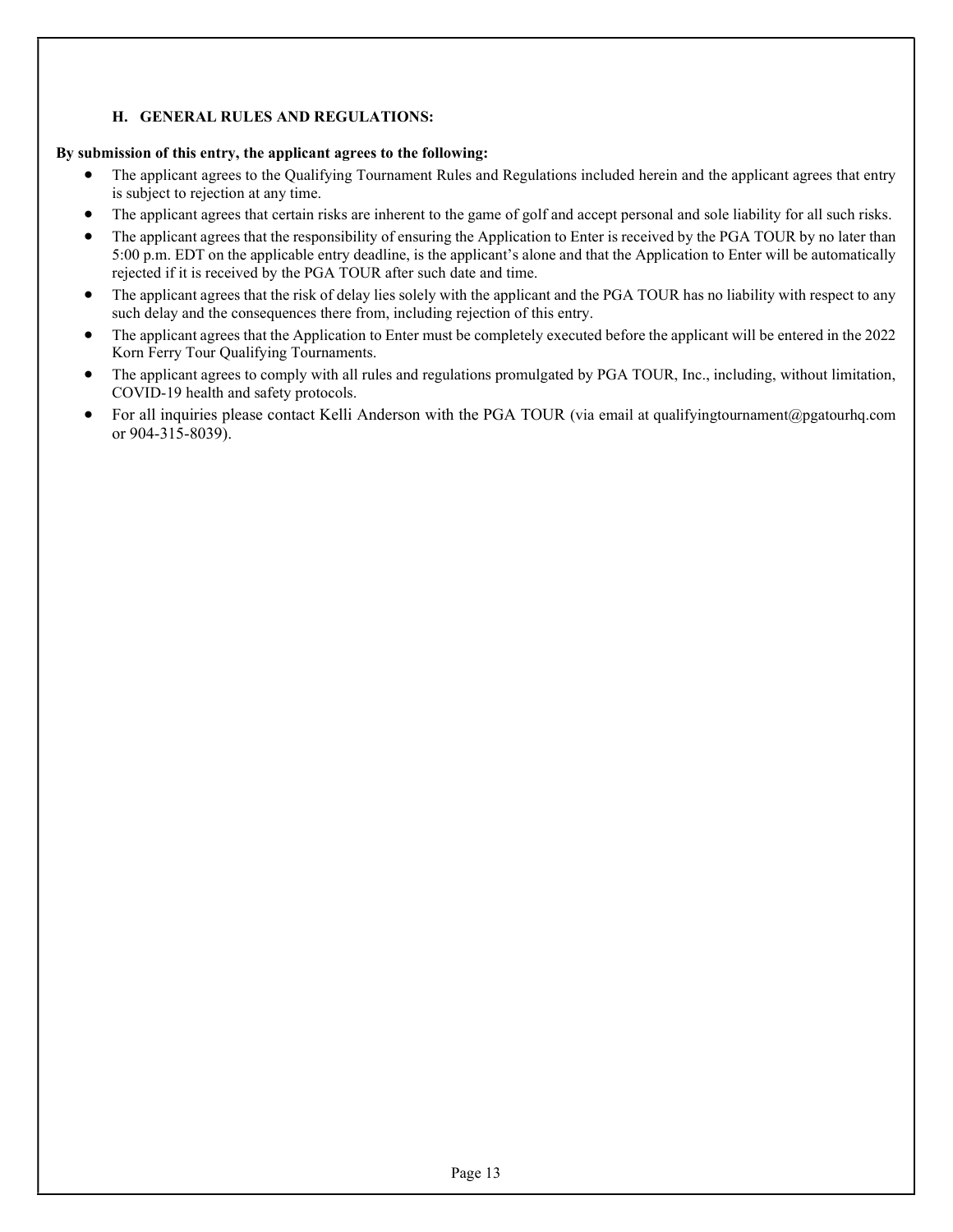### H. GENERAL RULES AND REGULATIONS:

**By submission of this entry, the applicant agrees to the following:**

- The applicant agrees to the Qualifying Tournament Rules and Regulations included herein and the applicant agrees that entry is subject to rejection at any time.
- The applicant agrees that certain risks are inherent to the game of golf and accept personal and sole liability for all such risks.
- The applicant agrees that the responsibility of ensuring the Application to Enter is received by the PGA TOUR by no later than 5:00 p.m. EDT on the applicable entry deadline, is the applicant's alone and that the Application to Enter will be automatically rejected if it is received by the PGA TOUR after such date and time.
- The applicant agrees that the risk of delay lies solely with the applicant and the PGA TOUR has no liability with respect to any such delay and the consequences there from, including rejection of this entry.
- The applicant agrees that the Application to Enter must be completely executed before the applicant will be entered in the 2022 Korn Ferry Tour Qualifying Tournaments.
- The applicant agrees to comply with all rules and regulations promulgated by PGA TOUR, Inc., including, without limitation, COVID-19 health and safety protocols.
- For all inquiries please contact Kelli Anderson with the PGA TOUR (via email at qualifyingtournament@pgatourhq.com or 904-315-8039).